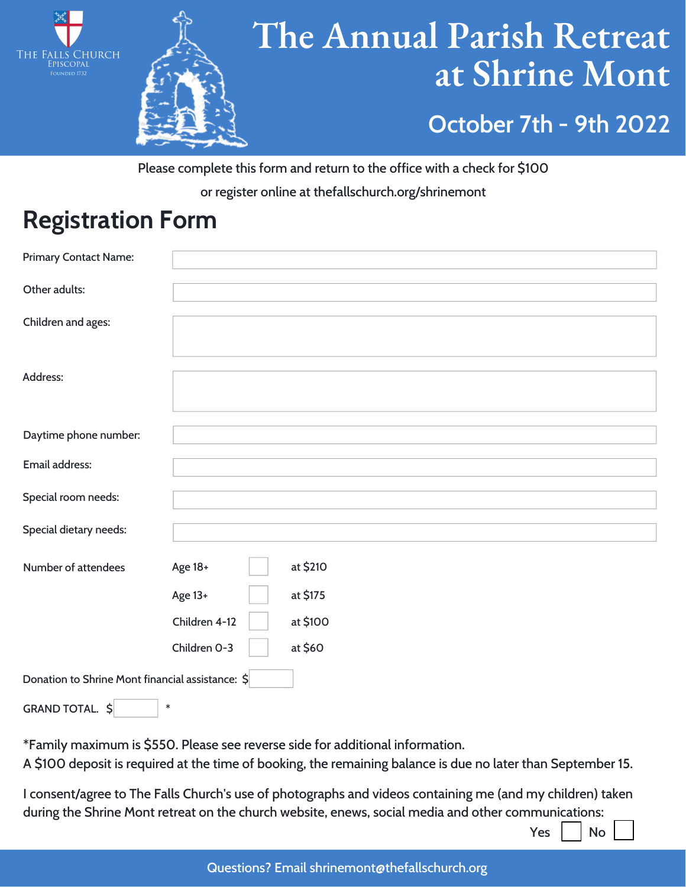The Falls Church
Episcopal
Founded 1732

# The Annual Parish Retreat at Shrine Mont

## October 7th - 9th 2022

Please complete this form and return to the office with a check for $100

or register online at thefallschurch.org/shrinemont

## Registration Form

Primary Contact Name: 

Other adults: 

Children and ages: 

Address: 

Daytime phone number: 

Email address: 

Special room needs: 

Special dietary needs: 

| Number of attendees | | |
|---|---|---|
| Age 18+ | ☐ | at $210 |
| Age 13+ | ☐ | at $175 |
| Children 4-12 | ☐ | at $100 |
| Children 0-3 | ☐ | at $60 |

Donation to Shrine Mont financial assistance: $ 

GRAND TOTAL. $ *

*Family maximum is $550. Please see reverse side for additional information.
A $100 deposit is required at the time of booking, the remaining balance is due no later than September 15.

I consent/agree to The Falls Church's use of photographs and videos containing me (and my children) taken during the Shrine Mont retreat on the church website, enews, social media and other communications:

Yes ☐ No ☐

Questions? Email shrinemont@thefallschurch.org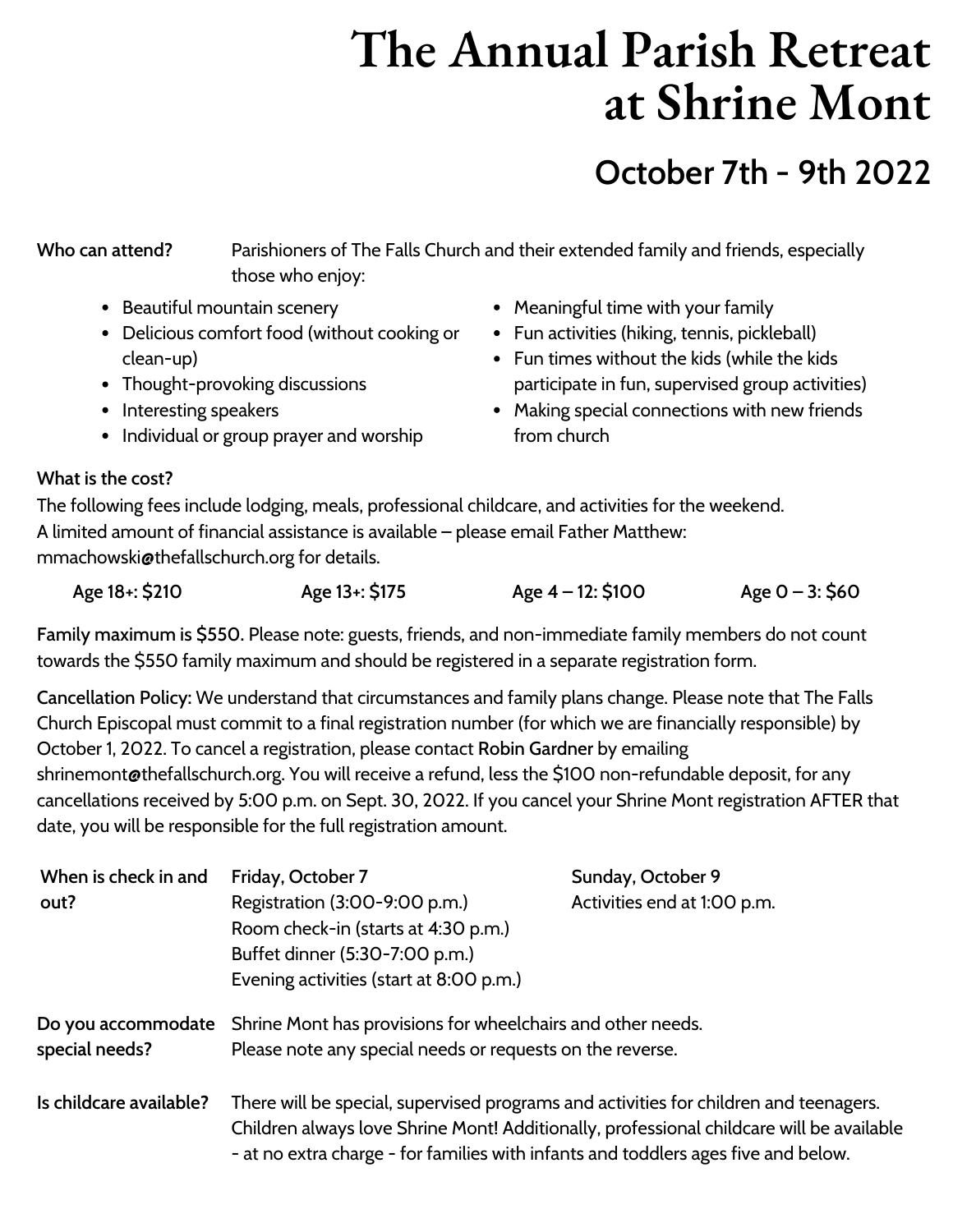# The Annual Parish Retreat at Shrine Mont

## October 7th - 9th 2022

**Who can attend?** Parishioners of The Falls Church and their extended family and friends, especially those who enjoy:

- Beautiful mountain scenery
- Delicious comfort food (without cooking or clean-up)
- Thought-provoking discussions
- Interesting speakers
- Individual or group prayer and worship
- Meaningful time with your family
- Fun activities (hiking, tennis, pickleball)
- Fun times without the kids (while the kids participate in fun, supervised group activities)
- Making special connections with new friends from church

**What is the cost?**

The following fees include lodging, meals, professional childcare, and activities for the weekend.
A limited amount of financial assistance is available – please email Father Matthew: mmachowski@thefallschurch.org for details.

**Age 18+: $210** **Age 13+: $175** **Age 4 – 12: $100** **Age 0 – 3: $60**

**Family maximum is $550.** Please note: guests, friends, and non-immediate family members do not count towards the $550 family maximum and should be registered in a separate registration form.

**Cancellation Policy:** We understand that circumstances and family plans change. Please note that The Falls Church Episcopal must commit to a final registration number (for which we are financially responsible) by October 1, 2022. To cancel a registration, please contact **Robin Gardner** by emailing shrinemont@thefallschurch.org. You will receive a refund, less the $100 non-refundable deposit, for any cancellations received by 5:00 p.m. on Sept. 30, 2022. If you cancel your Shrine Mont registration AFTER that date, you will be responsible for the full registration amount.

**When is check in and out?**

Friday, October 7
Registration (3:00-9:00 p.m.)
Room check-in (starts at 4:30 p.m.)
Buffet dinner (5:30-7:00 p.m.)
Evening activities (start at 8:00 p.m.)

Sunday, October 9
Activities end at 1:00 p.m.

**Do you accommodate special needs?** Shrine Mont has provisions for wheelchairs and other needs. Please note any special needs or requests on the reverse.

**Is childcare available?** There will be special, supervised programs and activities for children and teenagers. Children always love Shrine Mont! Additionally, professional childcare will be available - at no extra charge - for families with infants and toddlers ages five and below.